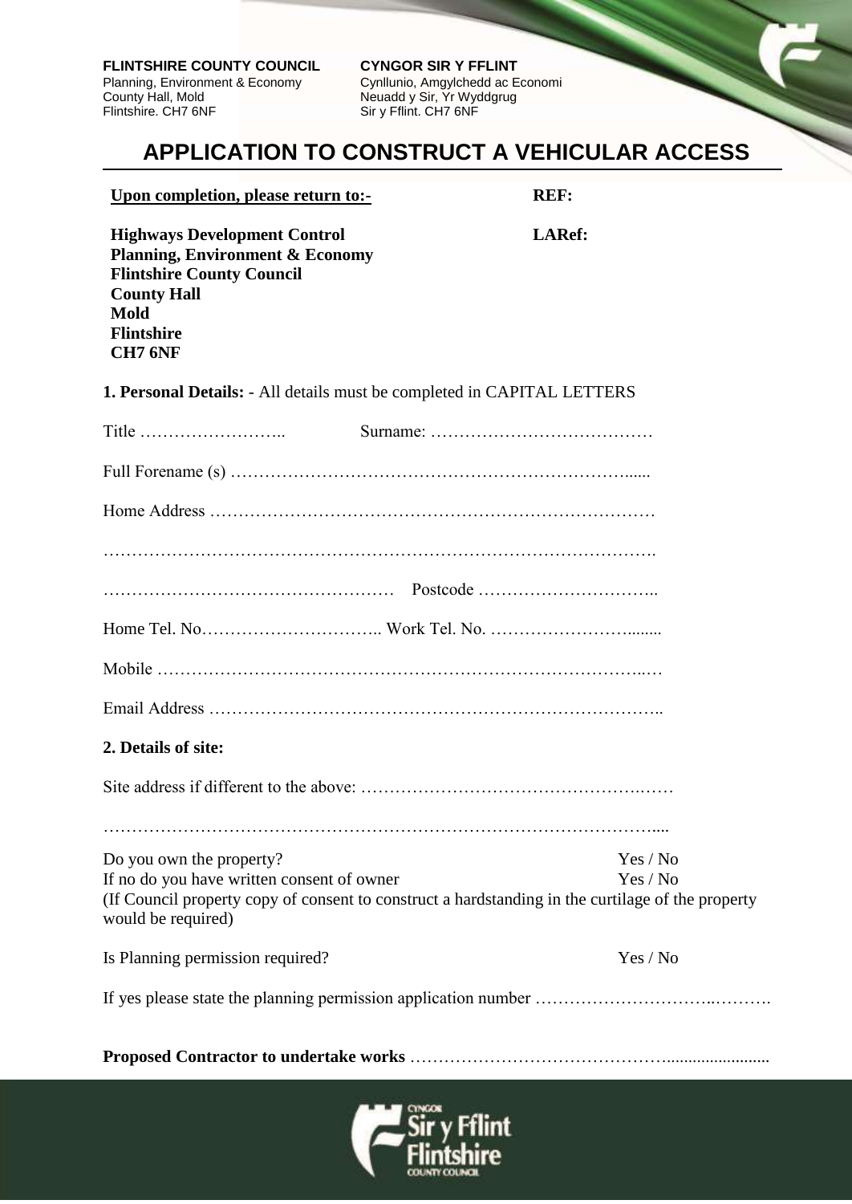**FLINTSHIRE COUNTY COUNCIL**
Planning, Environment & Economy
County Hall, Mold
Flintshire. CH7 6NF

**CYNGOR SIR Y FFLINT**
Cynllunio, Amgylchedd ac Economi
Neuadd y Sir, Yr Wyddgrug
Sir y Fflint. CH7 6NF

# APPLICATION TO CONSTRUCT A VEHICULAR ACCESS

**Upon completion, please return to:-**

**Highways Development Control**
**Planning, Environment & Economy**
**Flintshire County Council**
**County Hall**
**Mold**
**Flintshire**
**CH7 6NF**

**REF:**

**LARef:**

**1. Personal Details:** - All details must be completed in CAPITAL LETTERS

Title …………………….. Surname: …………………………………

Full Forename (s) ……………………………………………………………......

Home Address ……………………………………………………………………

…………………………………………………………………………………….

…………………………………………… Postcode …………………………..

Home Tel. No………………………….. Work Tel. No. ……………………........

Mobile …………………………………………………………………………..…

Email Address …………………………………………………………………..

**2. Details of site:**

Site address if different to the above: ……………………………………….……

…………………………………………………………………………………....

Do you own the property? Yes / No
If no do you have written consent of owner Yes / No
(If Council property copy of consent to construct a hardstanding in the curtilage of the property would be required)

Is Planning permission required? Yes / No

If yes please state the planning permission application number ………………………..……….

**Proposed Contractor to undertake works** ……………………………………........................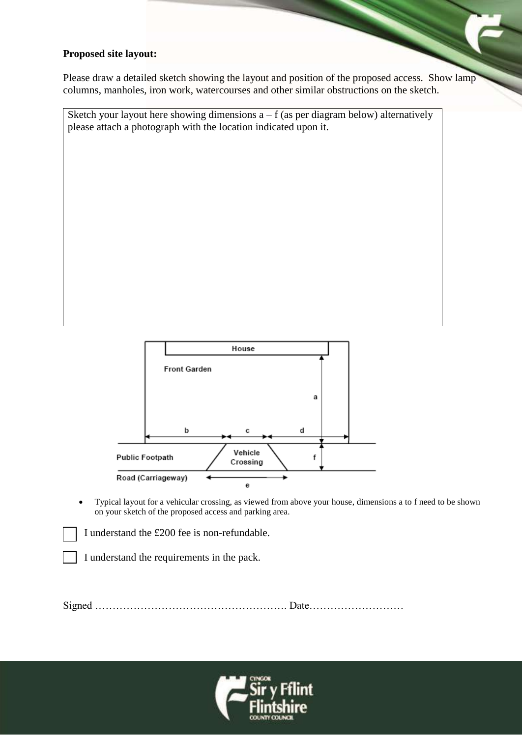**Proposed site layout:**

Please draw a detailed sketch showing the layout and position of the proposed access. Show lamp columns, manholes, iron work, watercourses and other similar obstructions on the sketch.

| |
|---|
| Sketch your layout here showing dimensions a – f (as per diagram below) alternatively please attach a photograph with the location indicated upon it. |

House

Front Garden

a

b

c

d

Public Footpath

Vehicle Crossing

f

Road (Carriageway)

e

- Typical layout for a vehicular crossing, as viewed from above your house, dimensions a to f need to be shown on your sketch of the proposed access and parking area.

☐ I understand the £200 fee is non-refundable.

☐ I understand the requirements in the pack.

Signed ………………………………………………. Date………………………